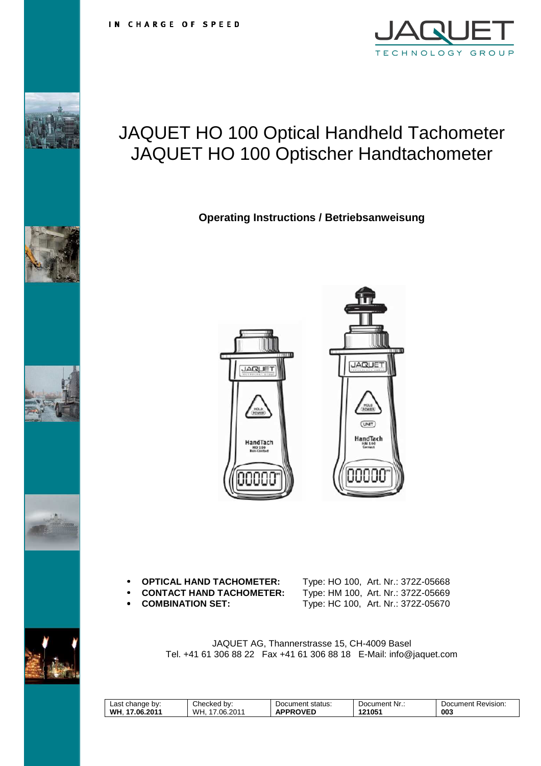IN CHARGE OF SPEED

JAQUET TECHNOLOGY GROUP

# JAQUET HO 100 Optical Handheld Tachometer
# JAQUET HO 100 Optischer Handtachometer

**Operating Instructions / Betriebsanweisung**

- **OPTICAL HAND TACHOMETER:** Type: HO 100, Art. Nr.: 372Z-05668
- **CONTACT HAND TACHOMETER:** Type: HM 100, Art. Nr.: 372Z-05669
- **COMBINATION SET:** Type: HC 100, Art. Nr.: 372Z-05670

JAQUET AG, Thannerstrasse 15, CH-4009 Basel
Tel. +41 61 306 88 22 Fax +41 61 306 88 18 E-Mail: info@jaquet.com

| Last change by: | Checked by: | Document status: | Document Nr.: | Document Revision: |
|---|---|---|---|---|
| **WH, 17.06.2011** | WH, 17.06.2011 | **APPROVED** | **121051** | **003** |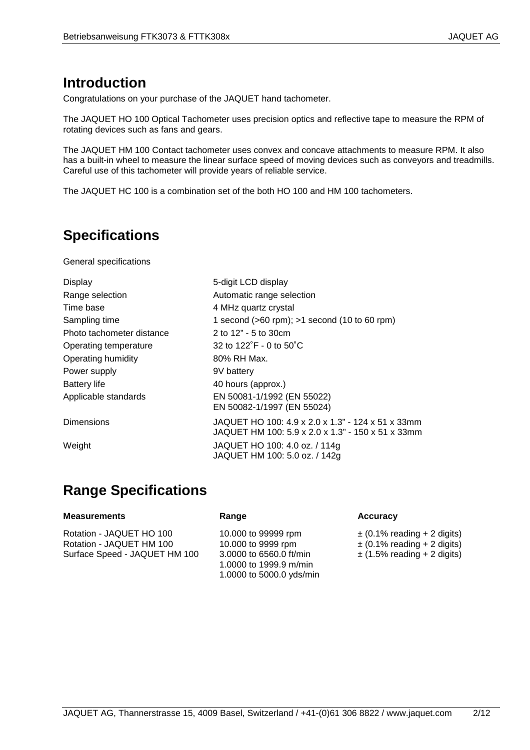## Introduction

Congratulations on your purchase of the JAQUET hand tachometer.

The JAQUET HO 100 Optical Tachometer uses precision optics and reflective tape to measure the RPM of rotating devices such as fans and gears.

The JAQUET HM 100 Contact tachometer uses convex and concave attachments to measure RPM. It also has a built-in wheel to measure the linear surface speed of moving devices such as conveyors and treadmills. Careful use of this tachometer will provide years of reliable service.

The JAQUET HC 100 is a combination set of the both HO 100 and HM 100 tachometers.

## Specifications

General specifications

| | |
|---|---|
| Display | 5-digit LCD display |
| Range selection | Automatic range selection |
| Time base | 4 MHz quartz crystal |
| Sampling time | 1 second (>60 rpm); >1 second (10 to 60 rpm) |
| Photo tachometer distance | 2 to 12" - 5 to 30cm |
| Operating temperature | 32 to 122˚F - 0 to 50˚C |
| Operating humidity | 80% RH Max. |
| Power supply | 9V battery |
| Battery life | 40 hours (approx.) |
| Applicable standards | EN 50081-1/1992 (EN 55022)<br>EN 50082-1/1997 (EN 55024) |
| Dimensions | JAQUET HO 100: 4.9 x 2.0 x 1.3" - 124 x 51 x 33mm<br>JAQUET HM 100: 5.9 x 2.0 x 1.3" - 150 x 51 x 33mm |
| Weight | JAQUET HO 100: 4.0 oz. / 114g<br>JAQUET HM 100: 5.0 oz. / 142g |

## Range Specifications

| **Measurements** | **Range** | **Accuracy** |
|---|---|---|
| Rotation - JAQUET HO 100 | 10.000 to 99999 rpm | ± (0.1% reading + 2 digits) |
| Rotation - JAQUET HM 100 | 10.000 to 9999 rpm | ± (0.1% reading + 2 digits) |
| Surface Speed - JAQUET HM 100 | 3.0000 to 6560.0 ft/min<br>1.0000 to 1999.9 m/min<br>1.0000 to 5000.0 yds/min | ± (1.5% reading + 2 digits) |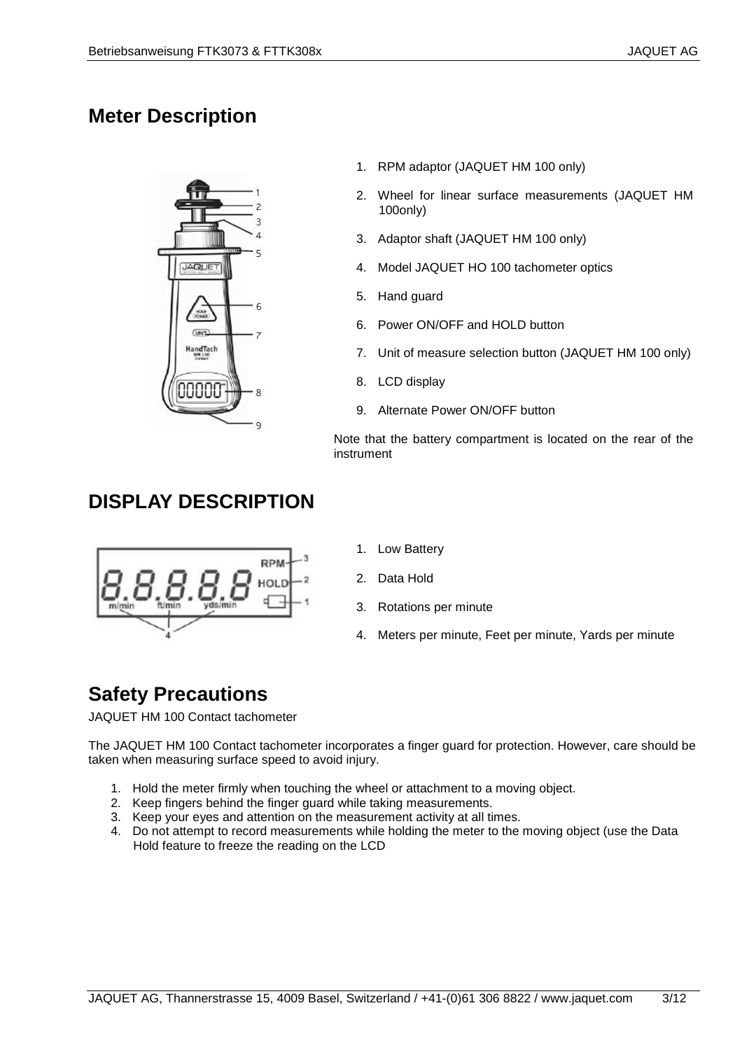## Meter Description

1. RPM adaptor (JAQUET HM 100 only)
2. Wheel for linear surface measurements (JAQUET HM 100only)
3. Adaptor shaft (JAQUET HM 100 only)
4. Model JAQUET HO 100 tachometer optics
5. Hand guard
6. Power ON/OFF and HOLD button
7. Unit of measure selection button (JAQUET HM 100 only)
8. LCD display
9. Alternate Power ON/OFF button

Note that the battery compartment is located on the rear of the instrument

## DISPLAY DESCRIPTION

1. Low Battery
2. Data Hold
3. Rotations per minute
4. Meters per minute, Feet per minute, Yards per minute

## Safety Precautions

JAQUET HM 100 Contact tachometer

The JAQUET HM 100 Contact tachometer incorporates a finger guard for protection. However, care should be taken when measuring surface speed to avoid injury.

1. Hold the meter firmly when touching the wheel or attachment to a moving object.
2. Keep fingers behind the finger guard while taking measurements.
3. Keep your eyes and attention on the measurement activity at all times.
4. Do not attempt to record measurements while holding the meter to the moving object (use the Data Hold feature to freeze the reading on the LCD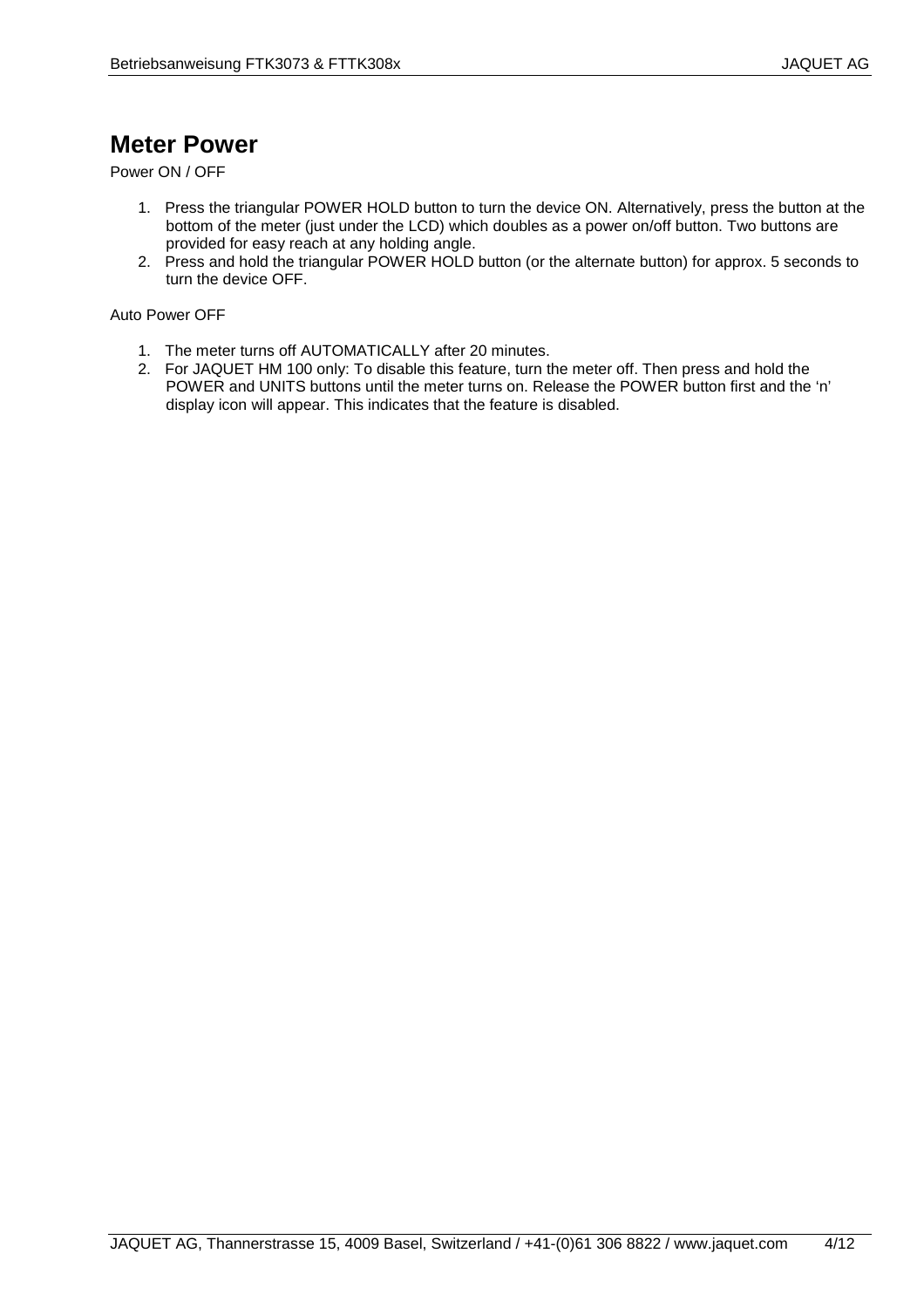## Meter Power

Power ON / OFF

1. Press the triangular POWER HOLD button to turn the device ON. Alternatively, press the button at the bottom of the meter (just under the LCD) which doubles as a power on/off button. Two buttons are provided for easy reach at any holding angle.
2. Press and hold the triangular POWER HOLD button (or the alternate button) for approx. 5 seconds to turn the device OFF.

Auto Power OFF

1. The meter turns off AUTOMATICALLY after 20 minutes.
2. For JAQUET HM 100 only: To disable this feature, turn the meter off. Then press and hold the POWER and UNITS buttons until the meter turns on. Release the POWER button first and the 'n' display icon will appear. This indicates that the feature is disabled.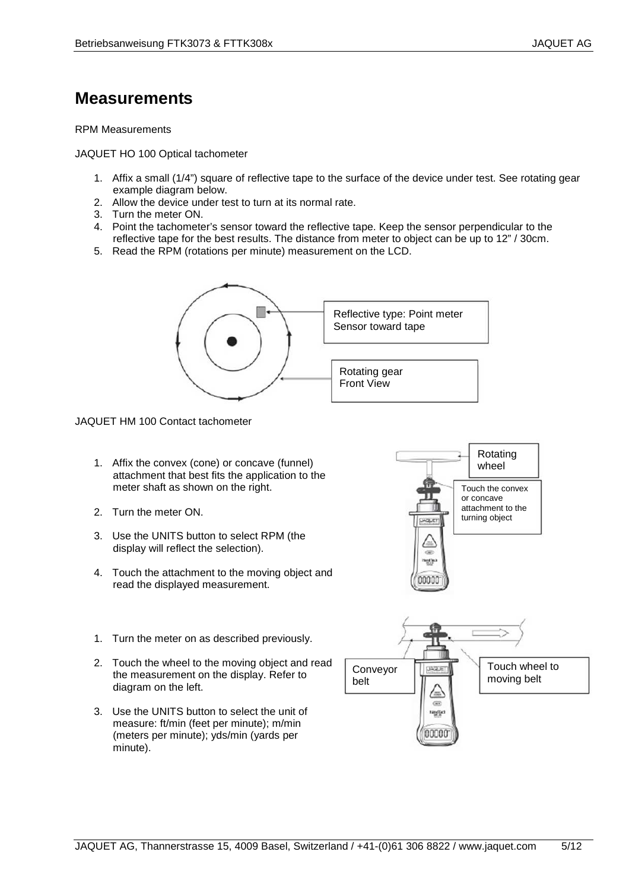# Measurements

RPM Measurements

JAQUET HO 100 Optical tachometer

1. Affix a small (1/4") square of reflective tape to the surface of the device under test. See rotating gear example diagram below.
2. Allow the device under test to turn at its normal rate.
3. Turn the meter ON.
4. Point the tachometer's sensor toward the reflective tape. Keep the sensor perpendicular to the reflective tape for the best results. The distance from meter to object can be up to 12" / 30cm.
5. Read the RPM (rotations per minute) measurement on the LCD.

Reflective type: Point meter Sensor toward tape

Rotating gear Front View

JAQUET HM 100 Contact tachometer

1. Affix the convex (cone) or concave (funnel) attachment that best fits the application to the meter shaft as shown on the right.
2. Turn the meter ON.
3. Use the UNITS button to select RPM (the display will reflect the selection).
4. Touch the attachment to the moving object and read the displayed measurement.

Rotating wheel

Touch the convex or concave attachment to the turning object

1. Turn the meter on as described previously.
2. Touch the wheel to the moving object and read the measurement on the display. Refer to diagram on the left.
3. Use the UNITS button to select the unit of measure: ft/min (feet per minute); m/min (meters per minute); yds/min (yards per minute).

Conveyor belt

Touch wheel to moving belt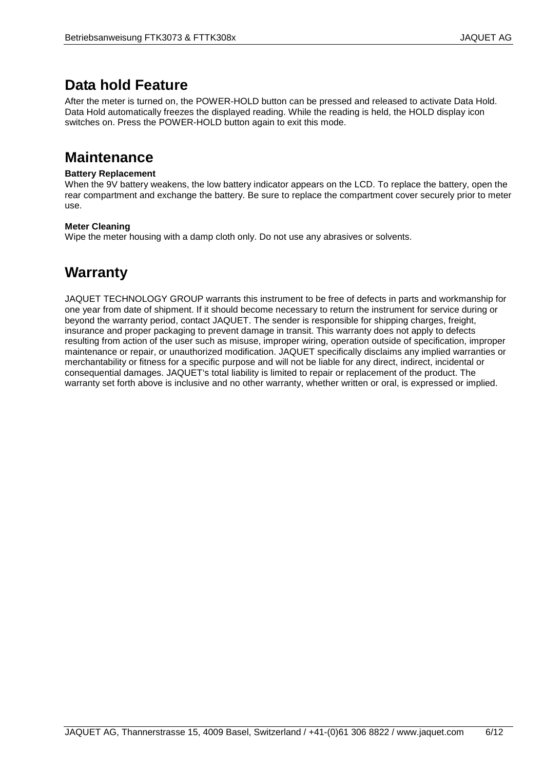## Data hold Feature

After the meter is turned on, the POWER-HOLD button can be pressed and released to activate Data Hold. Data Hold automatically freezes the displayed reading. While the reading is held, the HOLD display icon switches on. Press the POWER-HOLD button again to exit this mode.

## Maintenance

**Battery Replacement**

When the 9V battery weakens, the low battery indicator appears on the LCD. To replace the battery, open the rear compartment and exchange the battery. Be sure to replace the compartment cover securely prior to meter use.

**Meter Cleaning**

Wipe the meter housing with a damp cloth only. Do not use any abrasives or solvents.

## Warranty

JAQUET TECHNOLOGY GROUP warrants this instrument to be free of defects in parts and workmanship for one year from date of shipment. If it should become necessary to return the instrument for service during or beyond the warranty period, contact JAQUET. The sender is responsible for shipping charges, freight, insurance and proper packaging to prevent damage in transit. This warranty does not apply to defects resulting from action of the user such as misuse, improper wiring, operation outside of specification, improper maintenance or repair, or unauthorized modification. JAQUET specifically disclaims any implied warranties or merchantability or fitness for a specific purpose and will not be liable for any direct, indirect, incidental or consequential damages. JAQUET's total liability is limited to repair or replacement of the product. The warranty set forth above is inclusive and no other warranty, whether written or oral, is expressed or implied.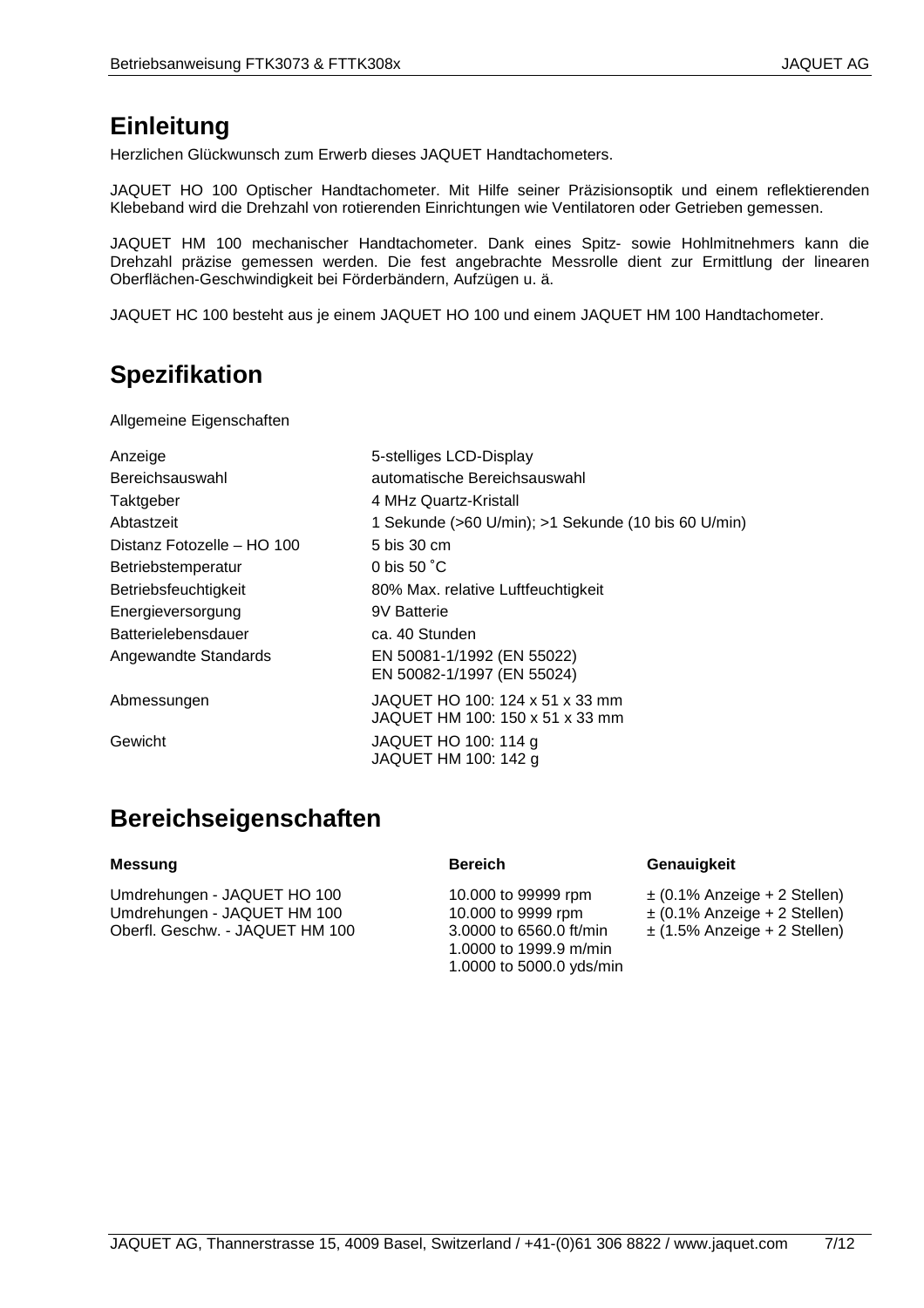# Einleitung

Herzlichen Glückwunsch zum Erwerb dieses JAQUET Handtachometers.

JAQUET HO 100 Optischer Handtachometer. Mit Hilfe seiner Präzisionsoptik und einem reflektierenden Klebeband wird die Drehzahl von rotierenden Einrichtungen wie Ventilatoren oder Getrieben gemessen.

JAQUET HM 100 mechanischer Handtachometer. Dank eines Spitz- sowie Hohlmitnehmers kann die Drehzahl präzise gemessen werden. Die fest angebrachte Messrolle dient zur Ermittlung der linearen Oberflächen-Geschwindigkeit bei Förderbändern, Aufzügen u. ä.

JAQUET HC 100 besteht aus je einem JAQUET HO 100 und einem JAQUET HM 100 Handtachometer.

# Spezifikation

Allgemeine Eigenschaften

| | |
|---|---|
| Anzeige | 5-stelliges LCD-Display |
| Bereichsauswahl | automatische Bereichsauswahl |
| Taktgeber | 4 MHz Quartz-Kristall |
| Abtastzeit | 1 Sekunde (>60 U/min); >1 Sekunde (10 bis 60 U/min) |
| Distanz Fotozelle – HO 100 | 5 bis 30 cm |
| Betriebstemperatur | 0 bis 50 ˚C |
| Betriebsfeuchtigkeit | 80% Max. relative Luftfeuchtigkeit |
| Energieversorgung | 9V Batterie |
| Batterielebensdauer | ca. 40 Stunden |
| Angewandte Standards | EN 50081-1/1992 (EN 55022)<br>EN 50082-1/1997 (EN 55024) |
| Abmessungen | JAQUET HO 100: 124 x 51 x 33 mm<br>JAQUET HM 100: 150 x 51 x 33 mm |
| Gewicht | JAQUET HO 100: 114 g<br>JAQUET HM 100: 142 g |

# Bereichseigenschaften

| **Messung** | **Bereich** | **Genauigkeit** |
|---|---|---|
| Umdrehungen - JAQUET HO 100 | 10.000 to 99999 rpm | ± (0.1% Anzeige + 2 Stellen) |
| Umdrehungen - JAQUET HM 100 | 10.000 to 9999 rpm | ± (0.1% Anzeige + 2 Stellen) |
| Oberfl. Geschw. - JAQUET HM 100 | 3.0000 to 6560.0 ft/min<br>1.0000 to 1999.9 m/min<br>1.0000 to 5000.0 yds/min | ± (1.5% Anzeige + 2 Stellen) |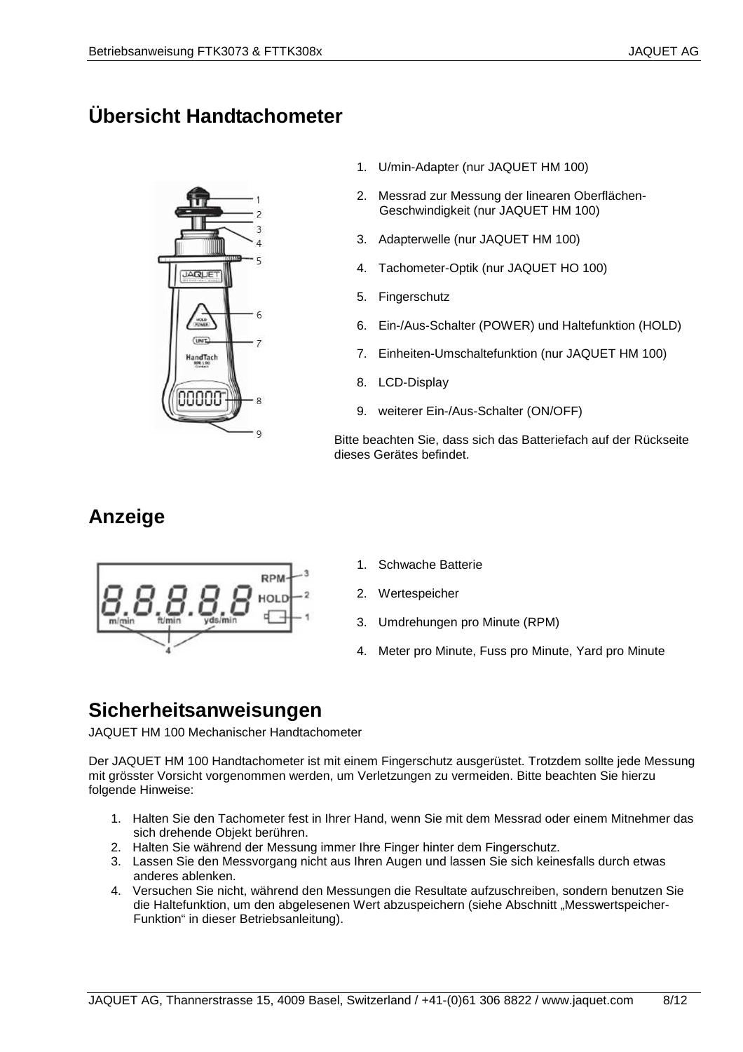## Übersicht Handtachometer

1. U/min-Adapter (nur JAQUET HM 100)
2. Messrad zur Messung der linearen Oberflächen-Geschwindigkeit (nur JAQUET HM 100)
3. Adapterwelle (nur JAQUET HM 100)
4. Tachometer-Optik (nur JAQUET HO 100)
5. Fingerschutz
6. Ein-/Aus-Schalter (POWER) und Haltefunktion (HOLD)
7. Einheiten-Umschaltefunktion (nur JAQUET HM 100)
8. LCD-Display
9. weiterer Ein-/Aus-Schalter (ON/OFF)

Bitte beachten Sie, dass sich das Batteriefach auf der Rückseite dieses Gerätes befindet.

## Anzeige

1. Schwache Batterie
2. Wertespeicher
3. Umdrehungen pro Minute (RPM)
4. Meter pro Minute, Fuss pro Minute, Yard pro Minute

## Sicherheitsanweisungen

JAQUET HM 100 Mechanischer Handtachometer

Der JAQUET HM 100 Handtachometer ist mit einem Fingerschutz ausgerüstet. Trotzdem sollte jede Messung mit grösster Vorsicht vorgenommen werden, um Verletzungen zu vermeiden. Bitte beachten Sie hierzu folgende Hinweise:

1. Halten Sie den Tachometer fest in Ihrer Hand, wenn Sie mit dem Messrad oder einem Mitnehmer das sich drehende Objekt berühren.
2. Halten Sie während der Messung immer Ihre Finger hinter dem Fingerschutz.
3. Lassen Sie den Messvorgang nicht aus Ihren Augen und lassen Sie sich keinesfalls durch etwas anderes ablenken.
4. Versuchen Sie nicht, während den Messungen die Resultate aufzuschreiben, sondern benutzen Sie die Haltefunktion, um den abgelesenen Wert abzuspeichern (siehe Abschnitt „Messwertspeicher-Funktion“ in dieser Betriebsanleitung).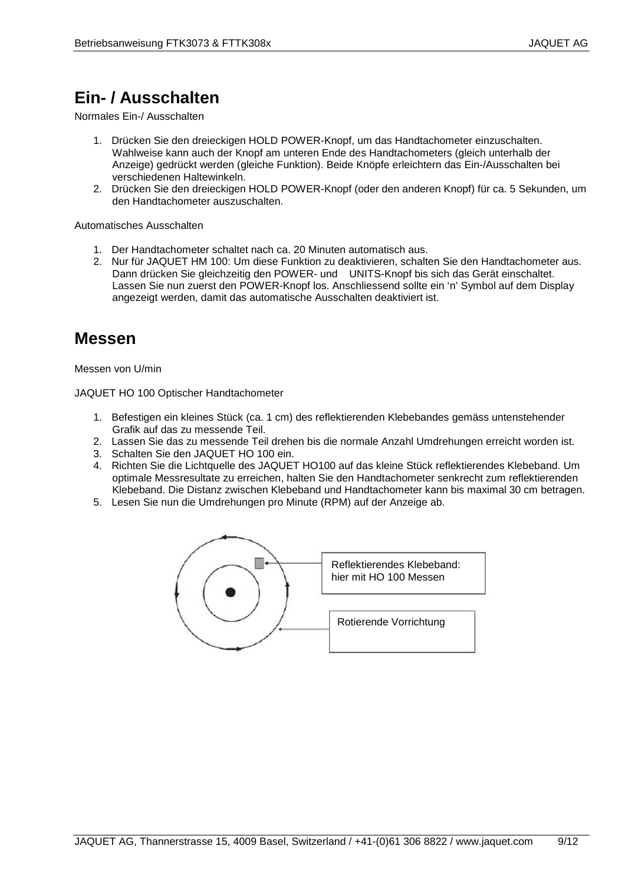# Ein- / Ausschalten

Normales Ein-/ Ausschalten

1. Drücken Sie den dreieckigen HOLD POWER-Knopf, um das Handtachometer einzuschalten. Wahlweise kann auch der Knopf am unteren Ende des Handtachometers (gleich unterhalb der Anzeige) gedrückt werden (gleiche Funktion). Beide Knöpfe erleichtern das Ein-/Ausschalten bei verschiedenen Haltewinkeln.
2. Drücken Sie den dreieckigen HOLD POWER-Knopf (oder den anderen Knopf) für ca. 5 Sekunden, um den Handtachometer auszuschalten.

Automatisches Ausschalten

1. Der Handtachometer schaltet nach ca. 20 Minuten automatisch aus.
2. Nur für JAQUET HM 100: Um diese Funktion zu deaktivieren, schalten Sie den Handtachometer aus. Dann drücken Sie gleichzeitig den POWER- und UNITS-Knopf bis sich das Gerät einschaltet. Lassen Sie nun zuerst den POWER-Knopf los. Anschliessend sollte ein 'n' Symbol auf dem Display angezeigt werden, damit das automatische Ausschalten deaktiviert ist.

# Messen

Messen von U/min

JAQUET HO 100 Optischer Handtachometer

1. Befestigen ein kleines Stück (ca. 1 cm) des reflektierenden Klebebandes gemäss untenstehender Grafik auf das zu messende Teil.
2. Lassen Sie das zu messende Teil drehen bis die normale Anzahl Umdrehungen erreicht worden ist.
3. Schalten Sie den JAQUET HO 100 ein.
4. Richten Sie die Lichtquelle des JAQUET HO100 auf das kleine Stück reflektierendes Klebeband. Um optimale Messresultate zu erreichen, halten Sie den Handtachometer senkrecht zum reflektierenden Klebeband. Die Distanz zwischen Klebeband und Handtachometer kann bis maximal 30 cm betragen.
5. Lesen Sie nun die Umdrehungen pro Minute (RPM) auf der Anzeige ab.

Reflektierendes Klebeband: hier mit HO 100 Messen

Rotierende Vorrichtung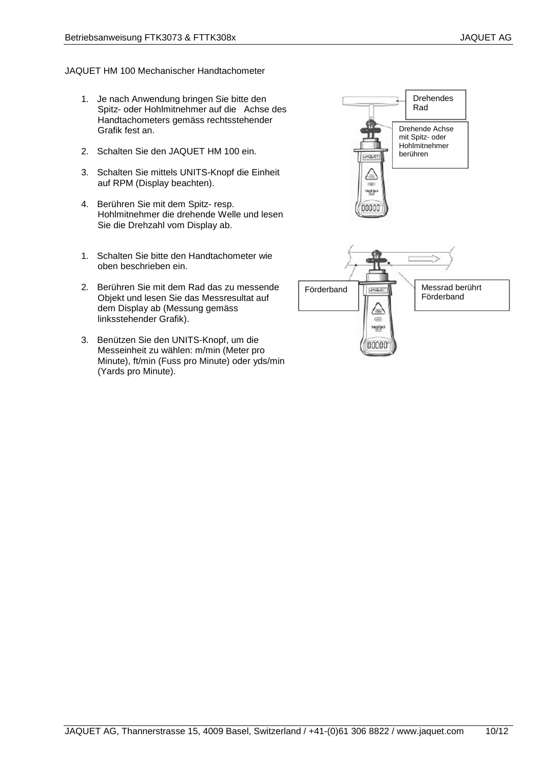JAQUET HM 100 Mechanischer Handtachometer

1. Je nach Anwendung bringen Sie bitte den Spitz- oder Hohlmitnehmer auf die Achse des Handtachometers gemäss rechtsstehender Grafik fest an.
2. Schalten Sie den JAQUET HM 100 ein.
3. Schalten Sie mittels UNITS-Knopf die Einheit auf RPM (Display beachten).
4. Berühren Sie mit dem Spitz- resp. Hohlmitnehmer die drehende Welle und lesen Sie die Drehzahl vom Display ab.

Drehendes Rad

Drehende Achse mit Spitz- oder Hohlmitnehmer berühren

1. Schalten Sie bitte den Handtachometer wie oben beschrieben ein.
2. Berühren Sie mit dem Rad das zu messende Objekt und lesen Sie das Messresultat auf dem Display ab (Messung gemäss linksstehender Grafik).
3. Benützen Sie den UNITS-Knopf, um die Messeinheit zu wählen: m/min (Meter pro Minute), ft/min (Fuss pro Minute) oder yds/min (Yards pro Minute).

Förderband

Messrad berührt Förderband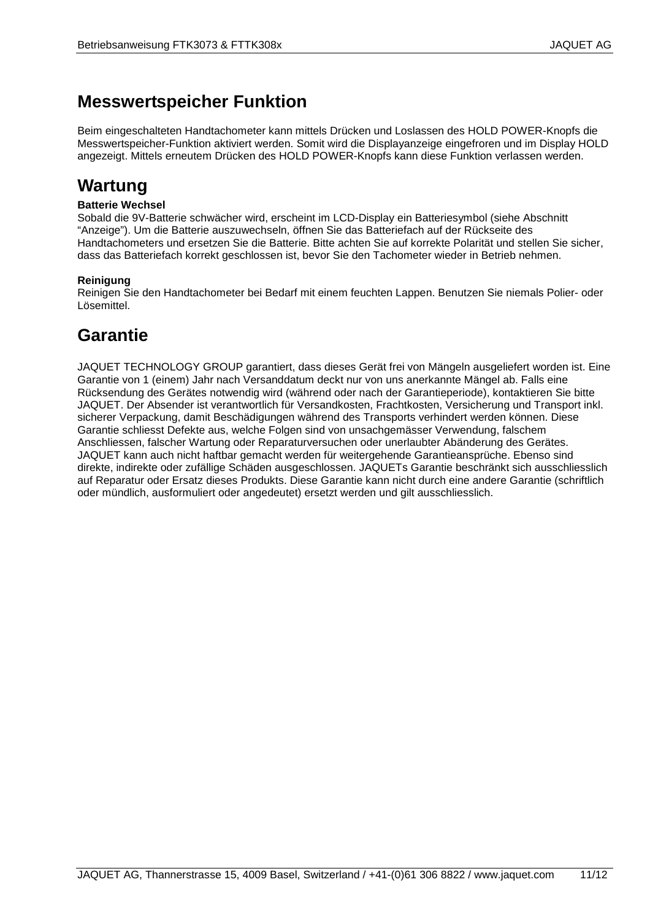## Messwertspeicher Funktion

Beim eingeschalteten Handtachometer kann mittels Drücken und Loslassen des HOLD POWER-Knopfs die Messwertspeicher-Funktion aktiviert werden. Somit wird die Displayanzeige eingefroren und im Display HOLD angezeigt. Mittels erneutem Drücken des HOLD POWER-Knopfs kann diese Funktion verlassen werden.

## Wartung

**Batterie Wechsel**
Sobald die 9V-Batterie schwächer wird, erscheint im LCD-Display ein Batteriesymbol (siehe Abschnitt "Anzeige"). Um die Batterie auszuwechseln, öffnen Sie das Batteriefach auf der Rückseite des Handtachometers und ersetzen Sie die Batterie. Bitte achten Sie auf korrekte Polarität und stellen Sie sicher, dass das Batteriefach korrekt geschlossen ist, bevor Sie den Tachometer wieder in Betrieb nehmen.

**Reinigung**
Reinigen Sie den Handtachometer bei Bedarf mit einem feuchten Lappen. Benutzen Sie niemals Polier- oder Lösemittel.

## Garantie

JAQUET TECHNOLOGY GROUP garantiert, dass dieses Gerät frei von Mängeln ausgeliefert worden ist. Eine Garantie von 1 (einem) Jahr nach Versanddatum deckt nur von uns anerkannte Mängel ab. Falls eine Rücksendung des Gerätes notwendig wird (während oder nach der Garantieperiode), kontaktieren Sie bitte JAQUET. Der Absender ist verantwortlich für Versandkosten, Frachtkosten, Versicherung und Transport inkl. sicherer Verpackung, damit Beschädigungen während des Transports verhindert werden können. Diese Garantie schliesst Defekte aus, welche Folgen sind von unsachgemässer Verwendung, falschem Anschliessen, falscher Wartung oder Reparaturversuchen oder unerlaubter Abänderung des Gerätes. JAQUET kann auch nicht haftbar gemacht werden für weitergehende Garantieansprüche. Ebenso sind direkte, indirekte oder zufällige Schäden ausgeschlossen. JAQUETs Garantie beschränkt sich ausschliesslich auf Reparatur oder Ersatz dieses Produkts. Diese Garantie kann nicht durch eine andere Garantie (schriftlich oder mündlich, ausformuliert oder angedeutet) ersetzt werden und gilt ausschliesslich.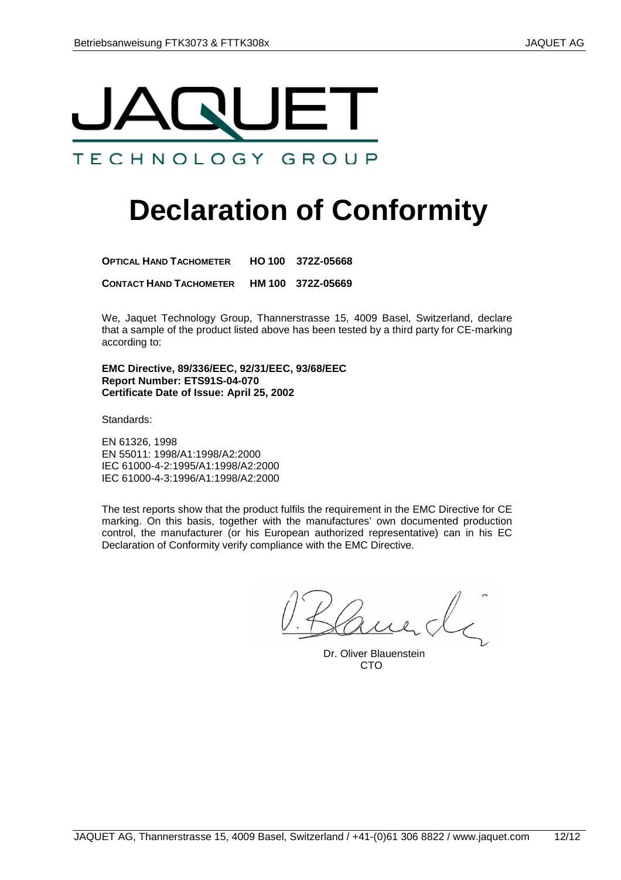JAQUET

TECHNOLOGY GROUP

# Declaration of Conformity

| | | |
|---|---|---|
| **OPTICAL HAND TACHOMETER** | **HO 100** | **372Z-05668** |
| **CONTACT HAND TACHOMETER** | **HM 100** | **372Z-05669** |

We, Jaquet Technology Group, Thannerstrasse 15, 4009 Basel, Switzerland, declare that a sample of the product listed above has been tested by a third party for CE-marking according to:

**EMC Directive, 89/336/EEC, 92/31/EEC, 93/68/EEC**
**Report Number: ETS91S-04-070**
**Certificate Date of Issue: April 25, 2002**

Standards:

EN 61326, 1998
EN 55011: 1998/A1:1998/A2:2000
IEC 61000-4-2:1995/A1:1998/A2:2000
IEC 61000-4-3:1996/A1:1998/A2:2000

The test reports show that the product fulfils the requirement in the EMC Directive for CE marking. On this basis, together with the manufactures' own documented production control, the manufacturer (or his European authorized representative) can in his EC Declaration of Conformity verify compliance with the EMC Directive.

Dr. Oliver Blauenstein
CTO